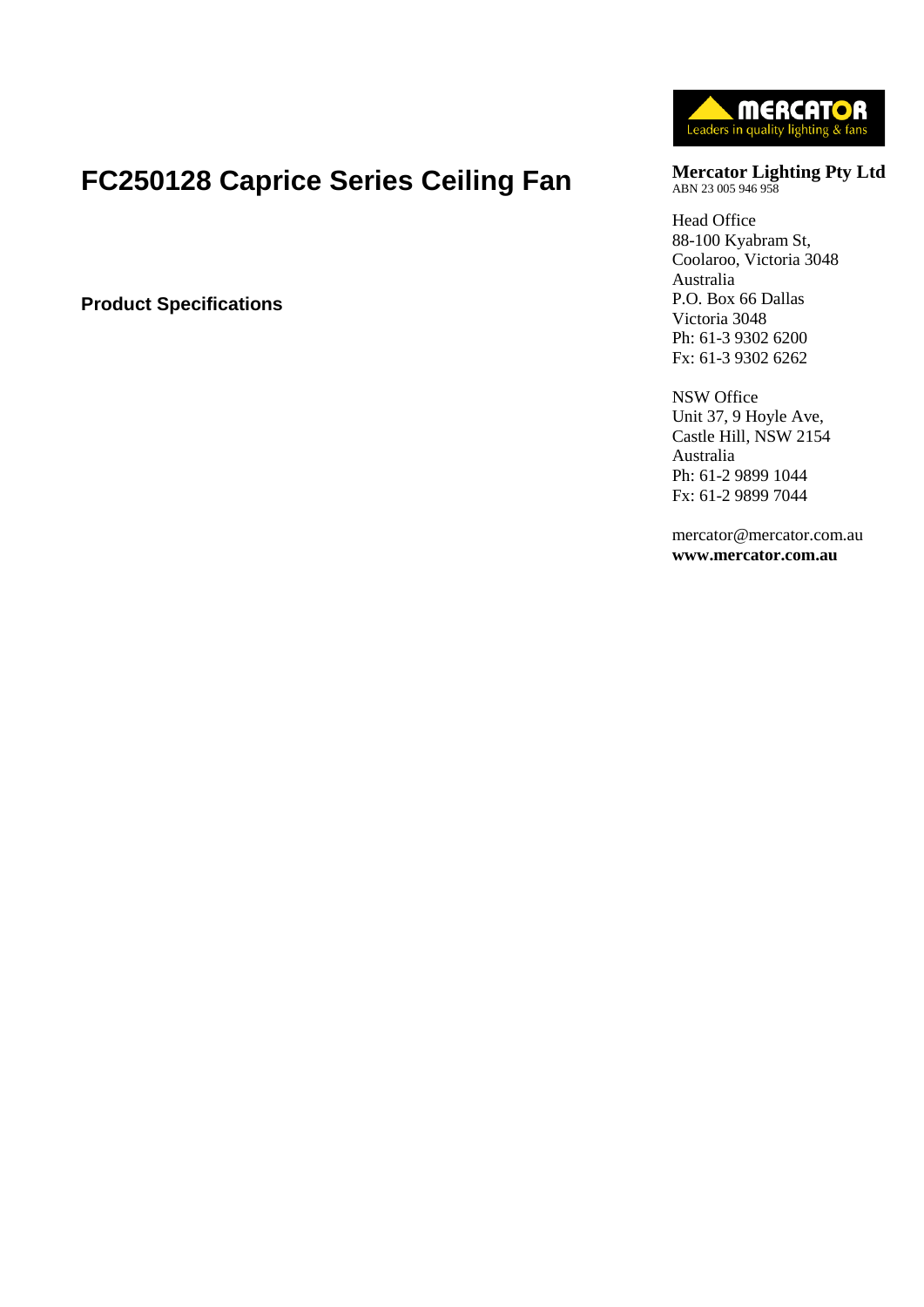# FC250128 Caprice Series Ceiling Fan

**Product Specifications**

MERCATOR
Leaders in quality lighting & fans

**Mercator Lighting Pty Ltd**
ABN 23 005 946 958

Head Office
88-100 Kyabram St,
Coolaroo, Victoria 3048
Australia
P.O. Box 66 Dallas
Victoria 3048
Ph: 61-3 9302 6200
Fx: 61-3 9302 6262

NSW Office
Unit 37, 9 Hoyle Ave,
Castle Hill, NSW 2154
Australia
Ph: 61-2 9899 1044
Fx: 61-2 9899 7044

mercator@mercator.com.au
**www.mercator.com.au**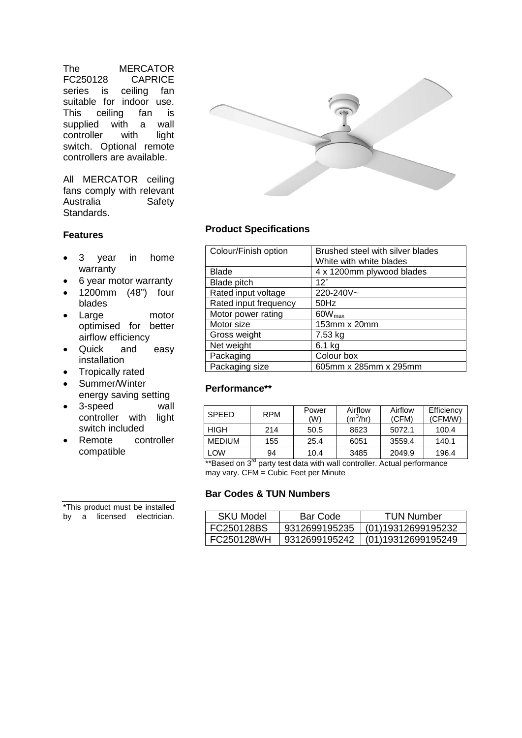The MERCATOR FC250128 CAPRICE series is ceiling fan suitable for indoor use. This ceiling fan is supplied with a wall controller with light switch. Optional remote controllers are available.

All MERCATOR ceiling fans comply with relevant Australia Safety Standards.

### Features

- 3 year in home warranty
- 6 year motor warranty
- 1200mm (48") four blades
- Large motor optimised for better airflow efficiency
- Quick and easy installation
- Tropically rated
- Summer/Winter energy saving setting
- 3-speed wall controller with light switch included
- Remote controller compatible

*This product must be installed by a licensed electrician.

### Product Specifications

| | |
|---|---|
| Colour/Finish option | Brushed steel with silver blades<br>White with white blades |
| Blade | 4 x 1200mm plywood blades |
| Blade pitch | 12˚ |
| Rated input voltage | 220-240V~ |
| Rated input frequency | 50Hz |
| Motor power rating | $60W_{max}$ |
| Motor size | 153mm x 20mm |
| Gross weight | 7.53 kg |
| Net weight | 6.1 kg |
| Packaging | Colour box |
| Packaging size | 605mm x 285mm x 295mm |

### Performance**

| SPEED | RPM | Power (W) | Airflow ($m^3$/hr) | Airflow (CFM) | Efficiency (CFM/W) |
|---|---|---|---|---|---|
| HIGH | 214 | 50.5 | 8623 | 5072.1 | 100.4 |
| MEDIUM | 155 | 25.4 | 6051 | 3559.4 | 140.1 |
| LOW | 94 | 10.4 | 3485 | 2049.9 | 196.4 |

**Based on 3rd party test data with wall controller. Actual performance may vary. CFM = Cubic Feet per Minute

### Bar Codes & TUN Numbers

| SKU Model | Bar Code | TUN Number |
|---|---|---|
| FC250128BS | 9312699195235 | (01)19312699195232 |
| FC250128WH | 9312699195242 | (01)19312699195249 |